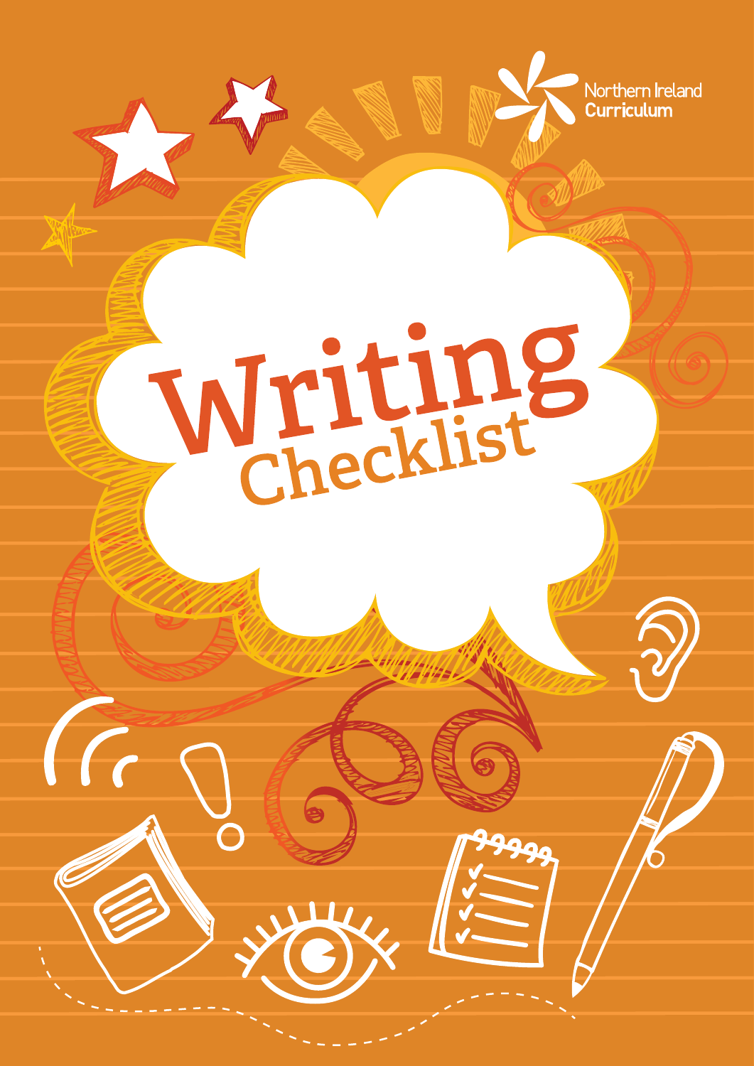Northern Ireland Curriculum

# Writing Checklist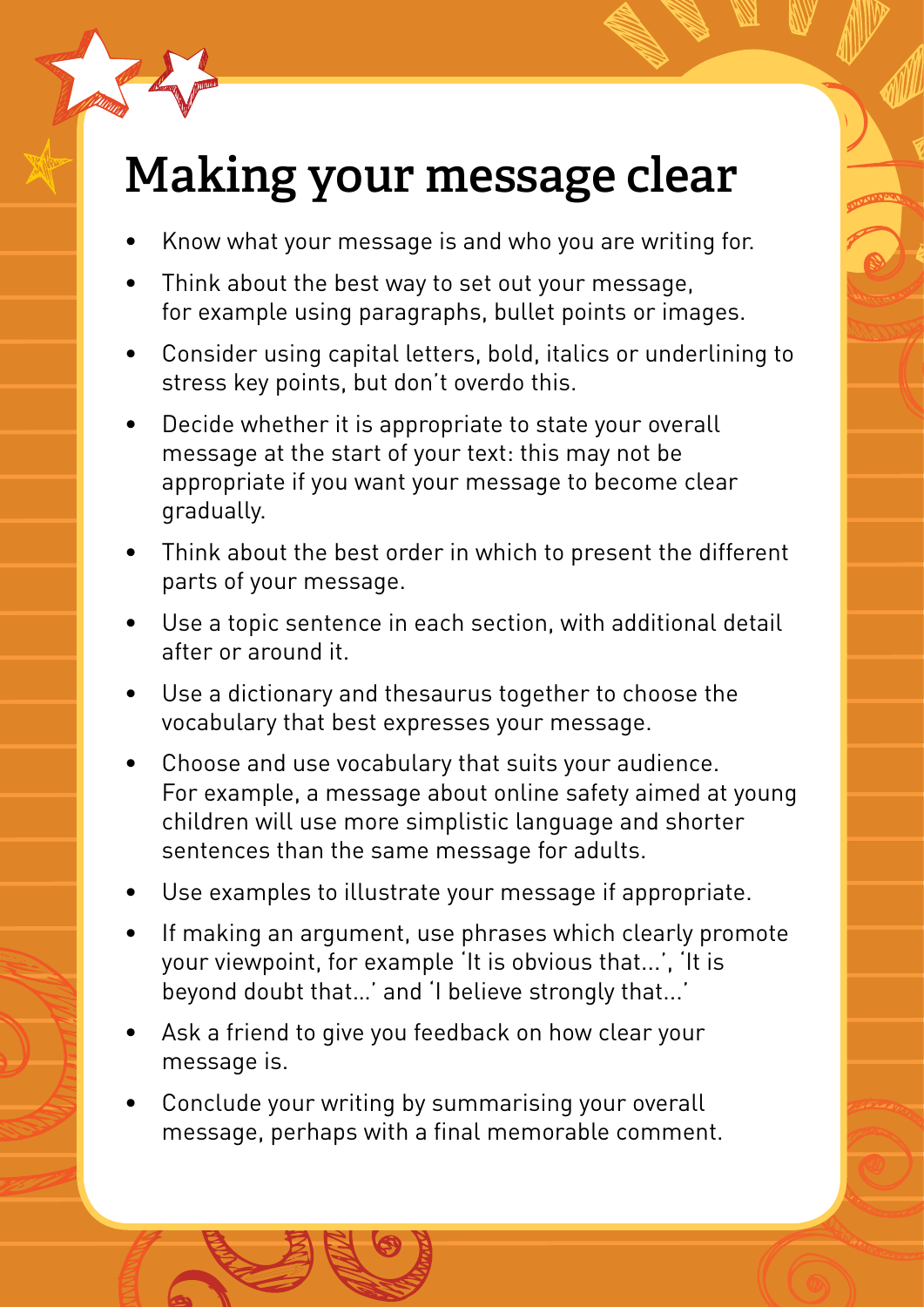# Making your message clear

- Know what your message is and who you are writing for.
- Think about the best way to set out your message, for example using paragraphs, bullet points or images.
- Consider using capital letters, bold, italics or underlining to stress key points, but don't overdo this.
- Decide whether it is appropriate to state your overall message at the start of your text: this may not be appropriate if you want your message to become clear gradually.
- Think about the best order in which to present the different parts of your message.
- Use a topic sentence in each section, with additional detail after or around it.
- Use a dictionary and thesaurus together to choose the vocabulary that best expresses your message.
- Choose and use vocabulary that suits your audience. For example, a message about online safety aimed at young children will use more simplistic language and shorter sentences than the same message for adults.
- Use examples to illustrate your message if appropriate.
- If making an argument, use phrases which clearly promote your viewpoint, for example 'It is obvious that...', 'It is beyond doubt that...' and 'I believe strongly that...'
- Ask a friend to give you feedback on how clear your message is.
- Conclude your writing by summarising your overall message, perhaps with a final memorable comment.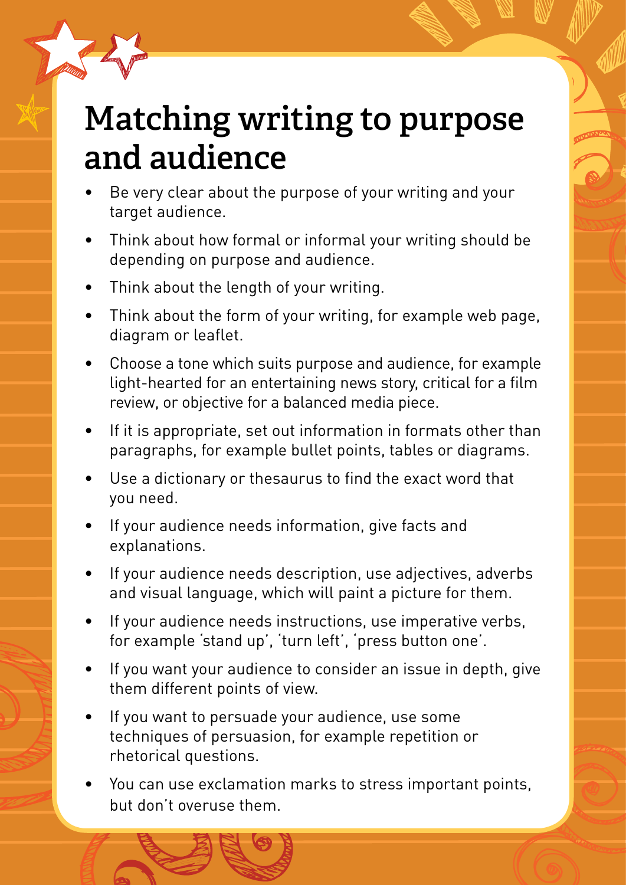# Matching writing to purpose and audience

- Be very clear about the purpose of your writing and your target audience.
- Think about how formal or informal your writing should be depending on purpose and audience.
- Think about the length of your writing.
- Think about the form of your writing, for example web page, diagram or leaflet.
- Choose a tone which suits purpose and audience, for example light-hearted for an entertaining news story, critical for a film review, or objective for a balanced media piece.
- If it is appropriate, set out information in formats other than paragraphs, for example bullet points, tables or diagrams.
- Use a dictionary or thesaurus to find the exact word that you need.
- If your audience needs information, give facts and explanations.
- If your audience needs description, use adjectives, adverbs and visual language, which will paint a picture for them.
- If your audience needs instructions, use imperative verbs, for example 'stand up', 'turn left', 'press button one'.
- If you want your audience to consider an issue in depth, give them different points of view.
- If you want to persuade your audience, use some techniques of persuasion, for example repetition or rhetorical questions.
- You can use exclamation marks to stress important points, but don't overuse them.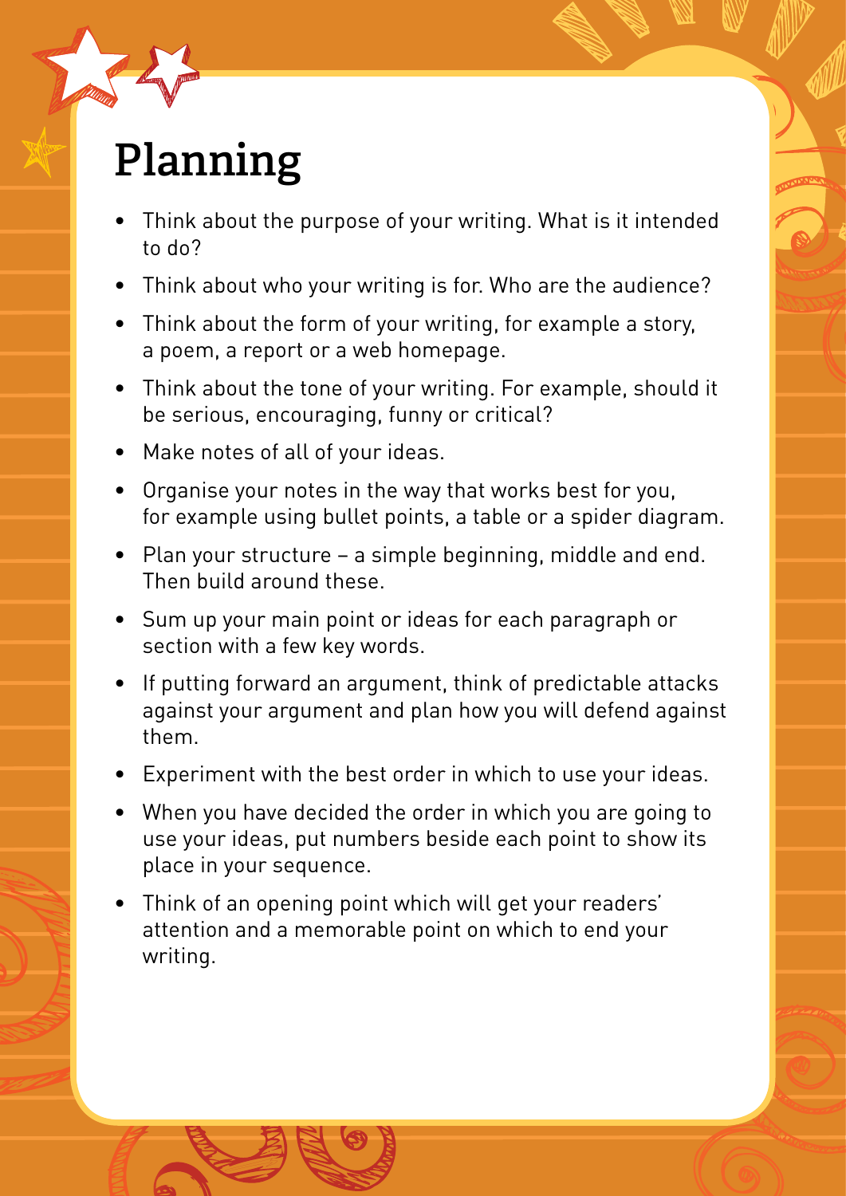# Planning

- Think about the purpose of your writing. What is it intended to do?
- Think about who your writing is for. Who are the audience?
- Think about the form of your writing, for example a story, a poem, a report or a web homepage.
- Think about the tone of your writing. For example, should it be serious, encouraging, funny or critical?
- Make notes of all of your ideas.
- Organise your notes in the way that works best for you, for example using bullet points, a table or a spider diagram.
- Plan your structure – a simple beginning, middle and end. Then build around these.
- Sum up your main point or ideas for each paragraph or section with a few key words.
- If putting forward an argument, think of predictable attacks against your argument and plan how you will defend against them.
- Experiment with the best order in which to use your ideas.
- When you have decided the order in which you are going to use your ideas, put numbers beside each point to show its place in your sequence.
- Think of an opening point which will get your readers' attention and a memorable point on which to end your writing.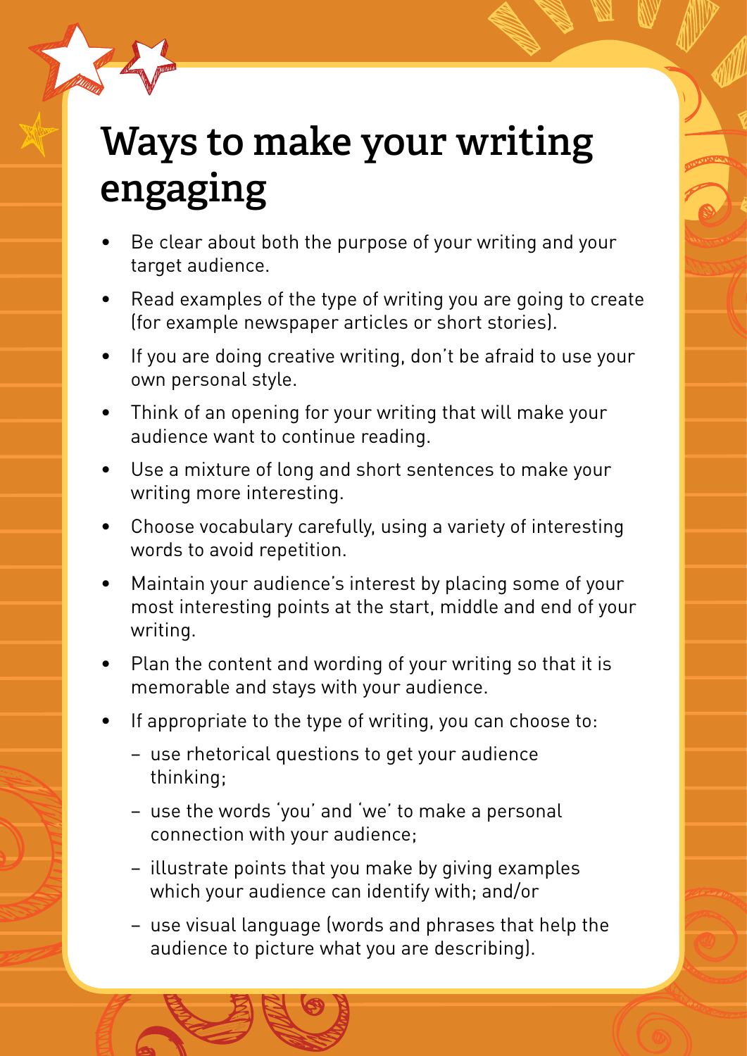# Ways to make your writing engaging

- Be clear about both the purpose of your writing and your target audience.
- Read examples of the type of writing you are going to create (for example newspaper articles or short stories).
- If you are doing creative writing, don't be afraid to use your own personal style.
- Think of an opening for your writing that will make your audience want to continue reading.
- Use a mixture of long and short sentences to make your writing more interesting.
- Choose vocabulary carefully, using a variety of interesting words to avoid repetition.
- Maintain your audience's interest by placing some of your most interesting points at the start, middle and end of your writing.
- Plan the content and wording of your writing so that it is memorable and stays with your audience.
- If appropriate to the type of writing, you can choose to:
  - use rhetorical questions to get your audience thinking;
  - use the words 'you' and 'we' to make a personal connection with your audience;
  - illustrate points that you make by giving examples which your audience can identify with; and/or
  - use visual language (words and phrases that help the audience to picture what you are describing).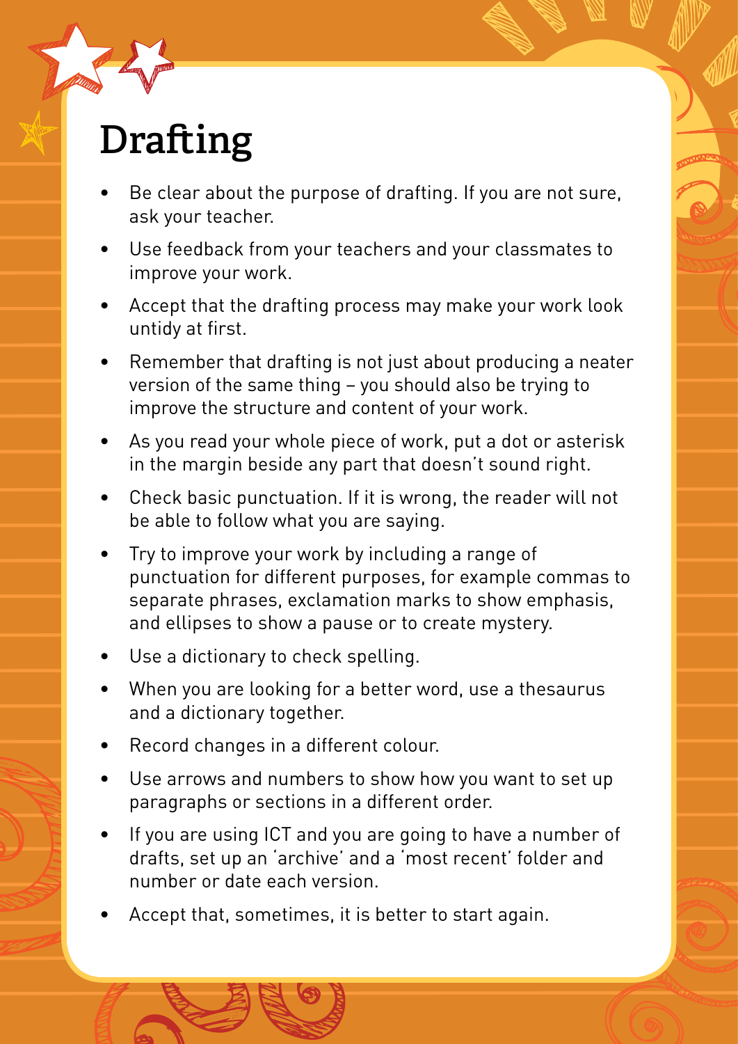# Drafting

- Be clear about the purpose of drafting. If you are not sure, ask your teacher.
- Use feedback from your teachers and your classmates to improve your work.
- Accept that the drafting process may make your work look untidy at first.
- Remember that drafting is not just about producing a neater version of the same thing – you should also be trying to improve the structure and content of your work.
- As you read your whole piece of work, put a dot or asterisk in the margin beside any part that doesn't sound right.
- Check basic punctuation. If it is wrong, the reader will not be able to follow what you are saying.
- Try to improve your work by including a range of punctuation for different purposes, for example commas to separate phrases, exclamation marks to show emphasis, and ellipses to show a pause or to create mystery.
- Use a dictionary to check spelling.
- When you are looking for a better word, use a thesaurus and a dictionary together.
- Record changes in a different colour.
- Use arrows and numbers to show how you want to set up paragraphs or sections in a different order.
- If you are using ICT and you are going to have a number of drafts, set up an 'archive' and a 'most recent' folder and number or date each version.
- Accept that, sometimes, it is better to start again.